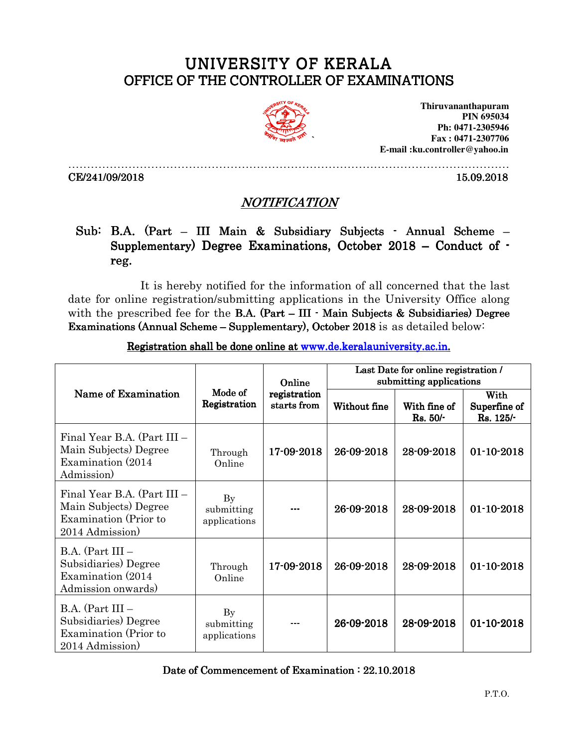# UNIVERSITY OF KERALA
## OFFICE OF THE CONTROLLER OF EXAMINATIONS

**Thiruvananthapuram**
**PIN 695034**
**Ph: 0471-2305946**
**Fax : 0471-2307706**
**E-mail :ku.controller@yahoo.in**

CE/241/09/2018 15.09.2018

## *NOTIFICATION*

**Sub: B.A. (Part – III Main & Subsidiary Subjects - Annual Scheme – Supplementary) Degree Examinations, October 2018 – Conduct of - reg.**

It is hereby notified for the information of all concerned that the last date for online registration/submitting applications in the University Office along with the prescribed fee for the **B.A. (Part – III - Main Subjects & Subsidiaries) Degree Examinations (Annual Scheme – Supplementary), October 2018** is as detailed below:

**Registration shall be done online at [www.de.keralauniversity.ac.in.](www.de.keralauniversity.ac.in)**

| Name of Examination | Mode of Registration | Online registration starts from | Last Date for online registration / submitting applications | | |
|---|---|---|---|---|---|
| | | | Without fine | With fine of Rs. 50/- | With Superfine of Rs. 125/- |
| Final Year B.A. (Part III – Main Subjects) Degree Examination (2014 Admission) | Through Online | 17-09-2018 | 26-09-2018 | 28-09-2018 | 01-10-2018 |
| Final Year B.A. (Part III – Main Subjects) Degree Examination (Prior to 2014 Admission) | By submitting applications | --- | 26-09-2018 | 28-09-2018 | 01-10-2018 |
| B.A. (Part III – Subsidiaries) Degree Examination (2014 Admission onwards) | Through Online | 17-09-2018 | 26-09-2018 | 28-09-2018 | 01-10-2018 |
| B.A. (Part III – Subsidiaries) Degree Examination (Prior to 2014 Admission) | By submitting applications | --- | 26-09-2018 | 28-09-2018 | 01-10-2018 |

**Date of Commencement of Examination : 22.10.2018**

P.T.O.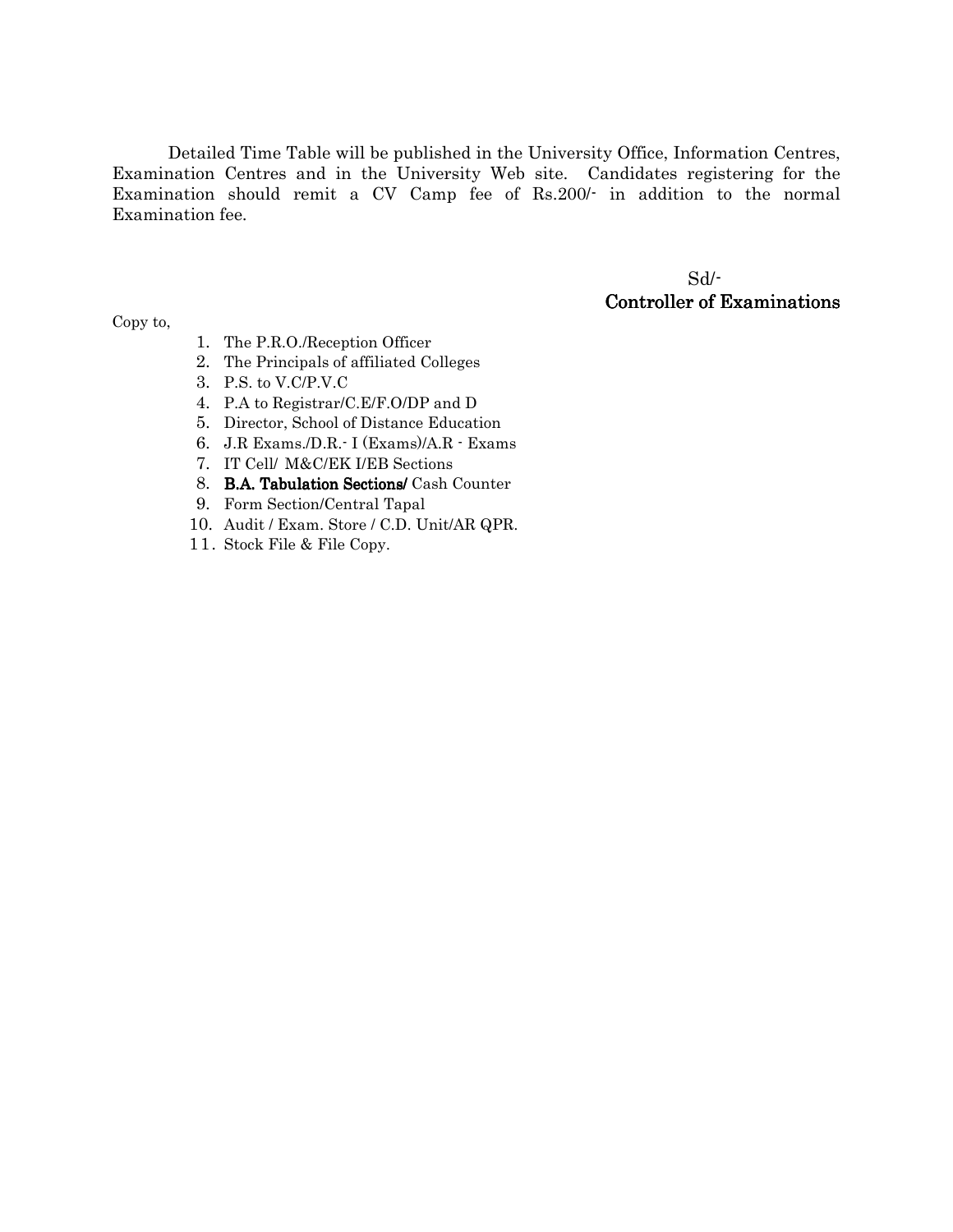Detailed Time Table will be published in the University Office, Information Centres, Examination Centres and in the University Web site. Candidates registering for the Examination should remit a CV Camp fee of Rs.200/- in addition to the normal Examination fee.

Sd/-
**Controller of Examinations**

Copy to,

1. The P.R.O./Reception Officer
2. The Principals of affiliated Colleges
3. P.S. to V.C/P.V.C
4. P.A to Registrar/C.E/F.O/DP and D
5. Director, School of Distance Education
6. J.R Exams./D.R.- I (Exams)/A.R - Exams
7. IT Cell/ M&C/EK I/EB Sections
8. **B.A. Tabulation Sections/** Cash Counter
9. Form Section/Central Tapal
10. Audit / Exam. Store / C.D. Unit/AR QPR.
11. Stock File & File Copy.